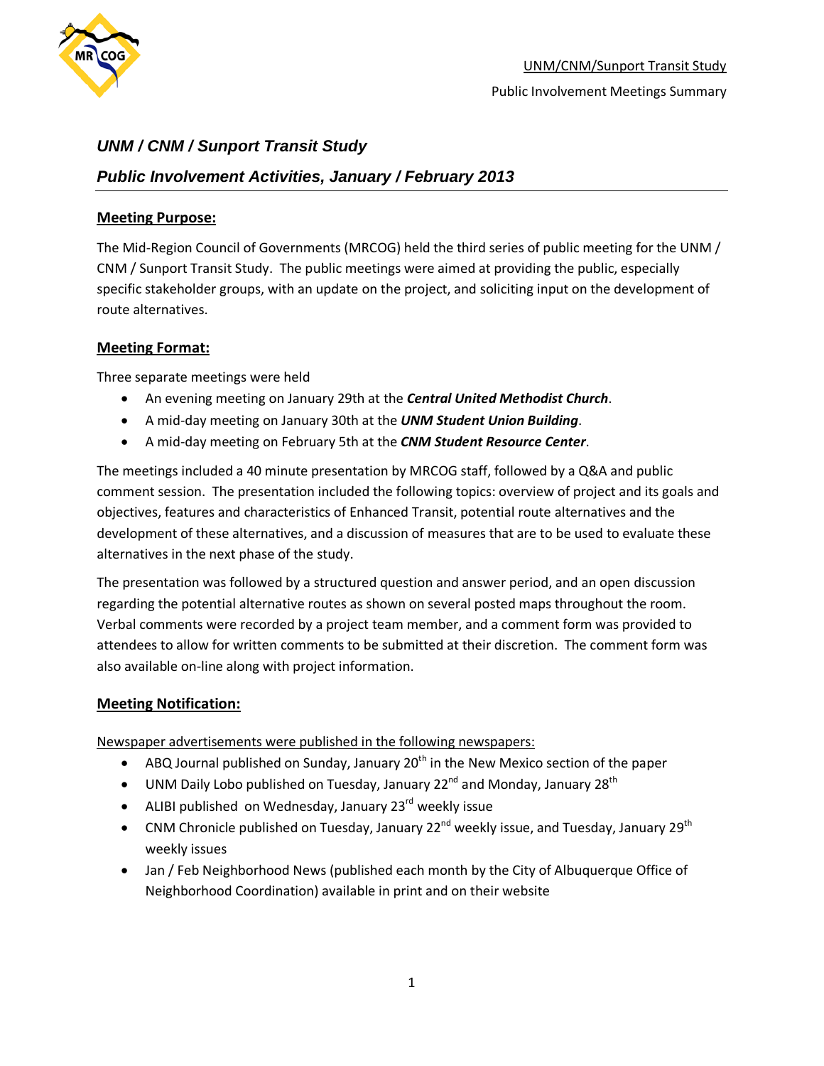# UNM / CNM / Sunport Transit Study

## Public Involvement Activities, January / February 2013

### Meeting Purpose:

The Mid-Region Council of Governments (MRCOG) held the third series of public meeting for the UNM / CNM / Sunport Transit Study. The public meetings were aimed at providing the public, especially specific stakeholder groups, with an update on the project, and soliciting input on the development of route alternatives.

### Meeting Format:

Three separate meetings were held

- An evening meeting on January 29th at the ***Central United Methodist Church***.
- A mid-day meeting on January 30th at the ***UNM Student Union Building***.
- A mid-day meeting on February 5th at the ***CNM Student Resource Center***.

The meetings included a 40 minute presentation by MRCOG staff, followed by a Q&A and public comment session. The presentation included the following topics: overview of project and its goals and objectives, features and characteristics of Enhanced Transit, potential route alternatives and the development of these alternatives, and a discussion of measures that are to be used to evaluate these alternatives in the next phase of the study.

The presentation was followed by a structured question and answer period, and an open discussion regarding the potential alternative routes as shown on several posted maps throughout the room. Verbal comments were recorded by a project team member, and a comment form was provided to attendees to allow for written comments to be submitted at their discretion. The comment form was also available on-line along with project information.

### Meeting Notification:

Newspaper advertisements were published in the following newspapers:

- ABQ Journal published on Sunday, January 20th in the New Mexico section of the paper
- UNM Daily Lobo published on Tuesday, January 22nd and Monday, January 28th
- ALIBI published on Wednesday, January 23rd weekly issue
- CNM Chronicle published on Tuesday, January 22nd weekly issue, and Tuesday, January 29th weekly issues
- Jan / Feb Neighborhood News (published each month by the City of Albuquerque Office of Neighborhood Coordination) available in print and on their website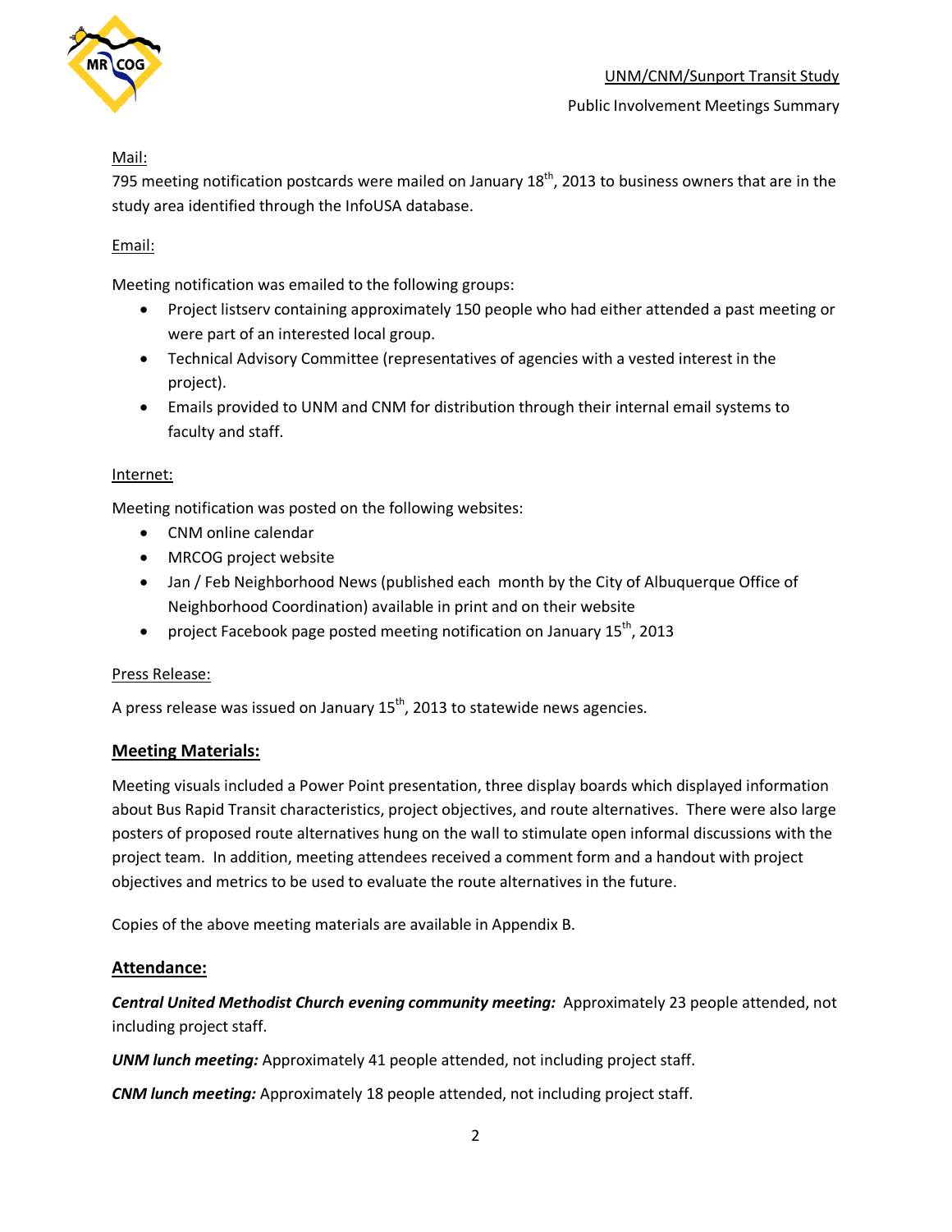Mail:

795 meeting notification postcards were mailed on January 18th, 2013 to business owners that are in the study area identified through the InfoUSA database.

Email:

Meeting notification was emailed to the following groups:

- Project listserv containing approximately 150 people who had either attended a past meeting or were part of an interested local group.
- Technical Advisory Committee (representatives of agencies with a vested interest in the project).
- Emails provided to UNM and CNM for distribution through their internal email systems to faculty and staff.

Internet:

Meeting notification was posted on the following websites:

- CNM online calendar
- MRCOG project website
- Jan / Feb Neighborhood News (published each month by the City of Albuquerque Office of Neighborhood Coordination) available in print and on their website
- project Facebook page posted meeting notification on January 15th, 2013

Press Release:

A press release was issued on January 15th, 2013 to statewide news agencies.

## Meeting Materials:

Meeting visuals included a Power Point presentation, three display boards which displayed information about Bus Rapid Transit characteristics, project objectives, and route alternatives. There were also large posters of proposed route alternatives hung on the wall to stimulate open informal discussions with the project team. In addition, meeting attendees received a comment form and a handout with project objectives and metrics to be used to evaluate the route alternatives in the future.

Copies of the above meeting materials are available in Appendix B.

## Attendance:

***Central United Methodist Church evening community meeting:*** Approximately 23 people attended, not including project staff.

***UNM lunch meeting:*** Approximately 41 people attended, not including project staff.

***CNM lunch meeting:*** Approximately 18 people attended, not including project staff.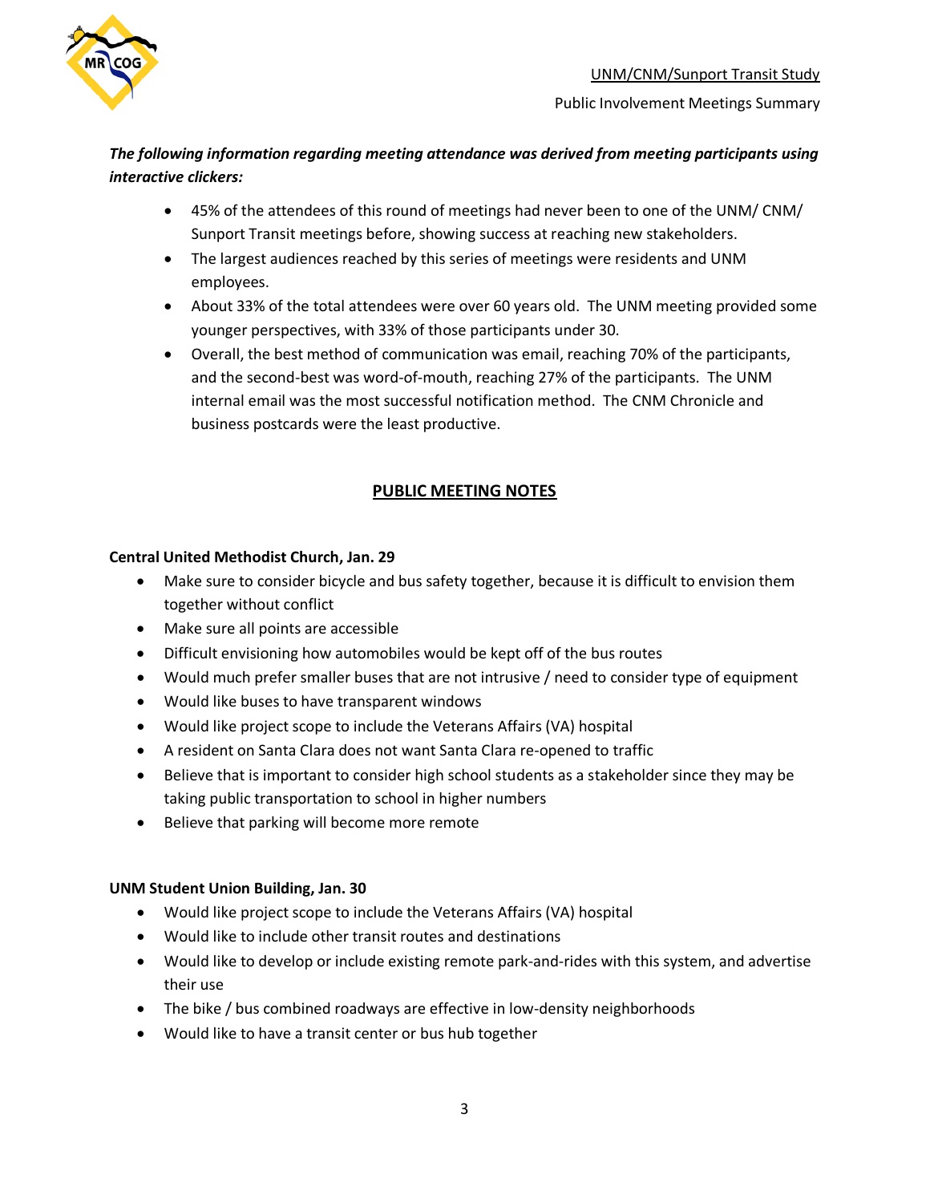***The following information regarding meeting attendance was derived from meeting participants using interactive clickers:***

- 45% of the attendees of this round of meetings had never been to one of the UNM/ CNM/ Sunport Transit meetings before, showing success at reaching new stakeholders.
- The largest audiences reached by this series of meetings were residents and UNM employees.
- About 33% of the total attendees were over 60 years old. The UNM meeting provided some younger perspectives, with 33% of those participants under 30.
- Overall, the best method of communication was email, reaching 70% of the participants, and the second-best was word-of-mouth, reaching 27% of the participants. The UNM internal email was the most successful notification method. The CNM Chronicle and business postcards were the least productive.

## PUBLIC MEETING NOTES

**Central United Methodist Church, Jan. 29**

- Make sure to consider bicycle and bus safety together, because it is difficult to envision them together without conflict
- Make sure all points are accessible
- Difficult envisioning how automobiles would be kept off of the bus routes
- Would much prefer smaller buses that are not intrusive / need to consider type of equipment
- Would like buses to have transparent windows
- Would like project scope to include the Veterans Affairs (VA) hospital
- A resident on Santa Clara does not want Santa Clara re-opened to traffic
- Believe that is important to consider high school students as a stakeholder since they may be taking public transportation to school in higher numbers
- Believe that parking will become more remote

**UNM Student Union Building, Jan. 30**

- Would like project scope to include the Veterans Affairs (VA) hospital
- Would like to include other transit routes and destinations
- Would like to develop or include existing remote park-and-rides with this system, and advertise their use
- The bike / bus combined roadways are effective in low-density neighborhoods
- Would like to have a transit center or bus hub together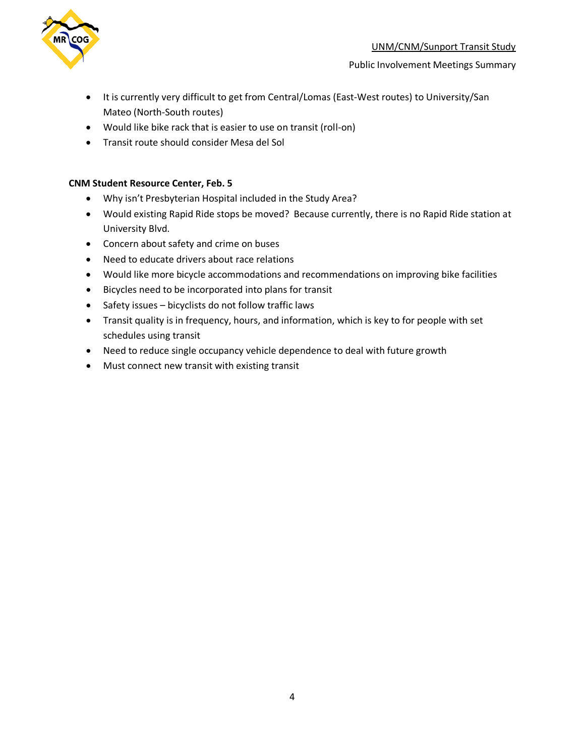- It is currently very difficult to get from Central/Lomas (East-West routes) to University/San Mateo (North-South routes)
- Would like bike rack that is easier to use on transit (roll-on)
- Transit route should consider Mesa del Sol

**CNM Student Resource Center, Feb. 5**

- Why isn't Presbyterian Hospital included in the Study Area?
- Would existing Rapid Ride stops be moved? Because currently, there is no Rapid Ride station at University Blvd.
- Concern about safety and crime on buses
- Need to educate drivers about race relations
- Would like more bicycle accommodations and recommendations on improving bike facilities
- Bicycles need to be incorporated into plans for transit
- Safety issues – bicyclists do not follow traffic laws
- Transit quality is in frequency, hours, and information, which is key to for people with set schedules using transit
- Need to reduce single occupancy vehicle dependence to deal with future growth
- Must connect new transit with existing transit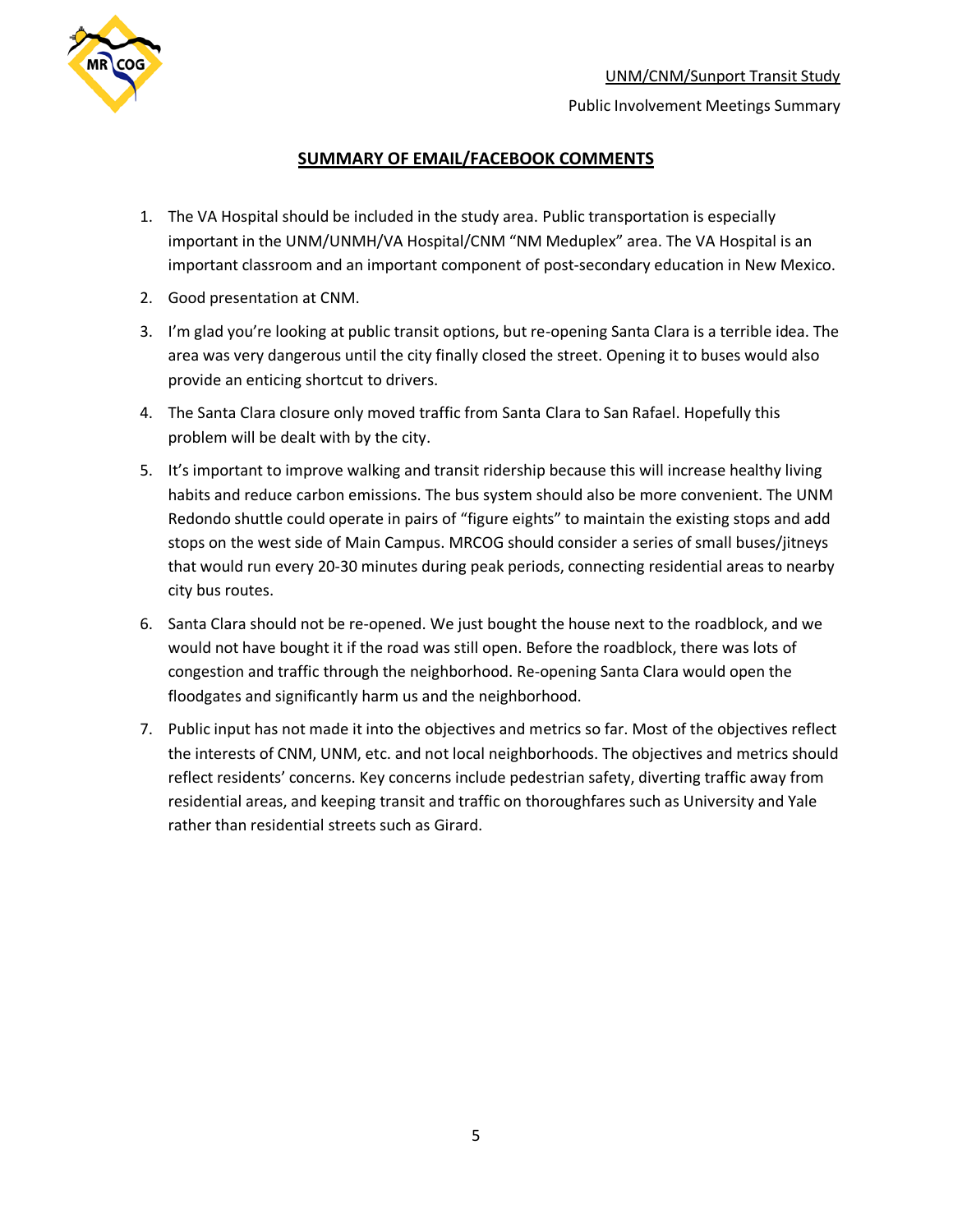## SUMMARY OF EMAIL/FACEBOOK COMMENTS

1. The VA Hospital should be included in the study area. Public transportation is especially important in the UNM/UNMH/VA Hospital/CNM "NM Meduplex" area. The VA Hospital is an important classroom and an important component of post-secondary education in New Mexico.
2. Good presentation at CNM.
3. I'm glad you're looking at public transit options, but re-opening Santa Clara is a terrible idea. The area was very dangerous until the city finally closed the street. Opening it to buses would also provide an enticing shortcut to drivers.
4. The Santa Clara closure only moved traffic from Santa Clara to San Rafael. Hopefully this problem will be dealt with by the city.
5. It's important to improve walking and transit ridership because this will increase healthy living habits and reduce carbon emissions. The bus system should also be more convenient. The UNM Redondo shuttle could operate in pairs of "figure eights" to maintain the existing stops and add stops on the west side of Main Campus. MRCOG should consider a series of small buses/jitneys that would run every 20-30 minutes during peak periods, connecting residential areas to nearby city bus routes.
6. Santa Clara should not be re-opened. We just bought the house next to the roadblock, and we would not have bought it if the road was still open. Before the roadblock, there was lots of congestion and traffic through the neighborhood. Re-opening Santa Clara would open the floodgates and significantly harm us and the neighborhood.
7. Public input has not made it into the objectives and metrics so far. Most of the objectives reflect the interests of CNM, UNM, etc. and not local neighborhoods. The objectives and metrics should reflect residents' concerns. Key concerns include pedestrian safety, diverting traffic away from residential areas, and keeping transit and traffic on thoroughfares such as University and Yale rather than residential streets such as Girard.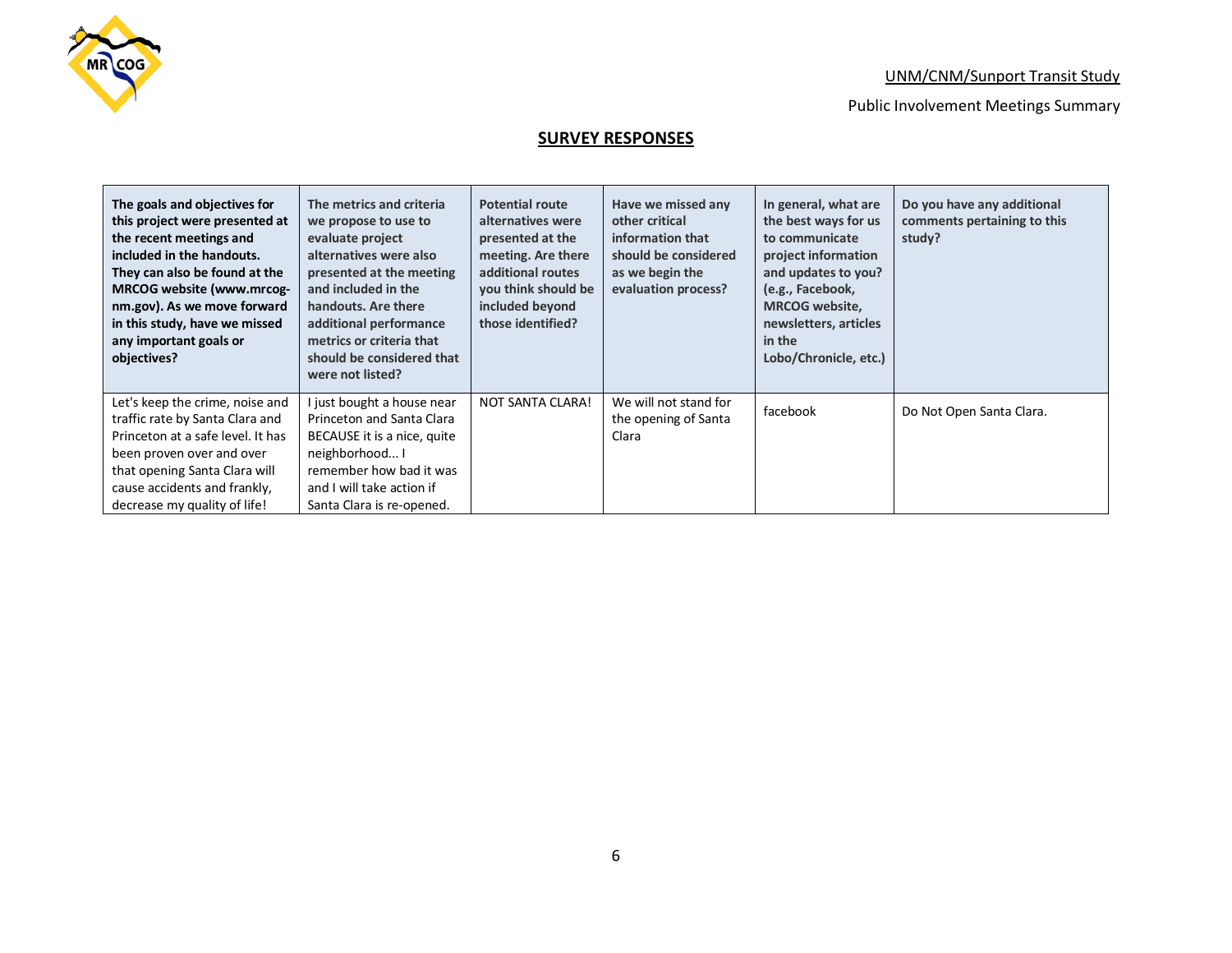## SURVEY RESPONSES

| The goals and objectives for this project were presented at the recent meetings and included in the handouts. They can also be found at the MRCOG website (www.mrcog-nm.gov). As we move forward in this study, have we missed any important goals or objectives? | The metrics and criteria we propose to use to evaluate project alternatives were also presented at the meeting and included in the handouts. Are there additional performance metrics or criteria that should be considered that were not listed? | Potential route alternatives were presented at the meeting. Are there additional routes you think should be included beyond those identified? | Have we missed any other critical information that should be considered as we begin the evaluation process? | In general, what are the best ways for us to communicate project information and updates to you? (e.g., Facebook, MRCOG website, newsletters, articles in the Lobo/Chronicle, etc.) | Do you have any additional comments pertaining to this study? |
|---|---|---|---|---|---|
| Let's keep the crime, noise and traffic rate by Santa Clara and Princeton at a safe level. It has been proven over and over that opening Santa Clara will cause accidents and frankly, decrease my quality of life! | I just bought a house near Princeton and Santa Clara BECAUSE it is a nice, quite neighborhood... I remember how bad it was and I will take action if Santa Clara is re-opened. | NOT SANTA CLARA! | We will not stand for the opening of Santa Clara | facebook | Do Not Open Santa Clara. |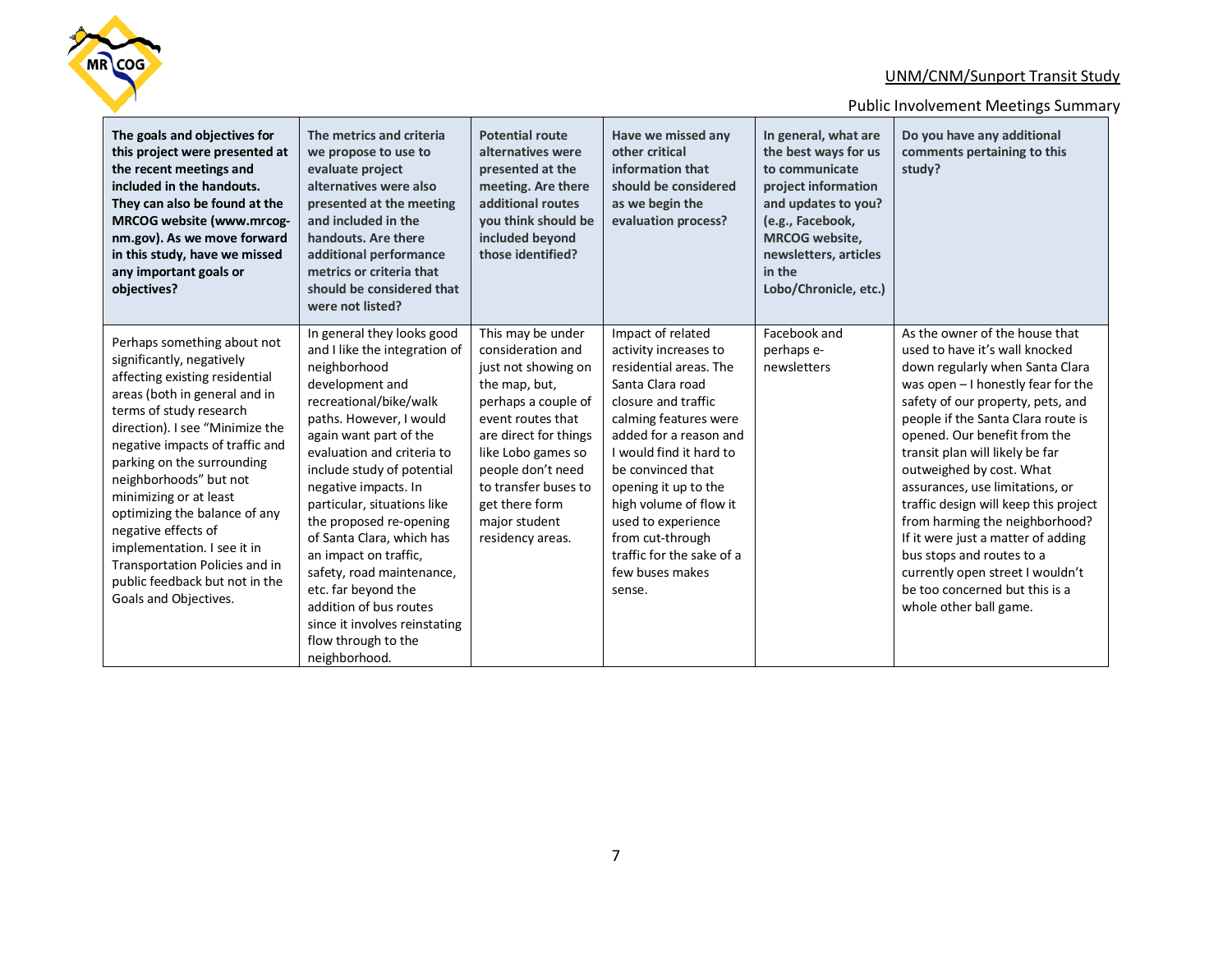| The goals and objectives for this project were presented at the recent meetings and included in the handouts. They can also be found at the MRCOG website (www.mrcog-nm.gov). As we move forward in this study, have we missed any important goals or objectives? | The metrics and criteria we propose to use to evaluate project alternatives were also presented at the meeting and included in the handouts. Are there additional performance metrics or criteria that should be considered that were not listed? | Potential route alternatives were presented at the meeting. Are there additional routes you think should be included beyond those identified? | Have we missed any other critical information that should be considered as we begin the evaluation process? | In general, what are the best ways for us to communicate project information and updates to you? (e.g., Facebook, MRCOG website, newsletters, articles in the Lobo/Chronicle, etc.) | Do you have any additional comments pertaining to this study? |
|---|---|---|---|---|---|
| Perhaps something about not significantly, negatively affecting existing residential areas (both in general and in terms of study research direction). I see "Minimize the negative impacts of traffic and parking on the surrounding neighborhoods" but not minimizing or at least optimizing the balance of any negative effects of implementation. I see it in Transportation Policies and in public feedback but not in the Goals and Objectives. | In general they looks good and I like the integration of neighborhood development and recreational/bike/walk paths. However, I would again want part of the evaluation and criteria to include study of potential negative impacts. In particular, situations like the proposed re-opening of Santa Clara, which has an impact on traffic, safety, road maintenance, etc. far beyond the addition of bus routes since it involves reinstating flow through to the neighborhood. | This may be under consideration and just not showing on the map, but, perhaps a couple of event routes that are direct for things like Lobo games so people don't need to transfer buses to get there form major student residency areas. | Impact of related activity increases to residential areas. The Santa Clara road closure and traffic calming features were added for a reason and I would find it hard to be convinced that opening it up to the high volume of flow it used to experience from cut-through traffic for the sake of a few buses makes sense. | Facebook and perhaps e-newsletters | As the owner of the house that used to have it's wall knocked down regularly when Santa Clara was open – I honestly fear for the safety of our property, pets, and people if the Santa Clara route is opened. Our benefit from the transit plan will likely be far outweighed by cost. What assurances, use limitations, or traffic design will keep this project from harming the neighborhood? If it were just a matter of adding bus stops and routes to a currently open street I wouldn't be too concerned but this is a whole other ball game. |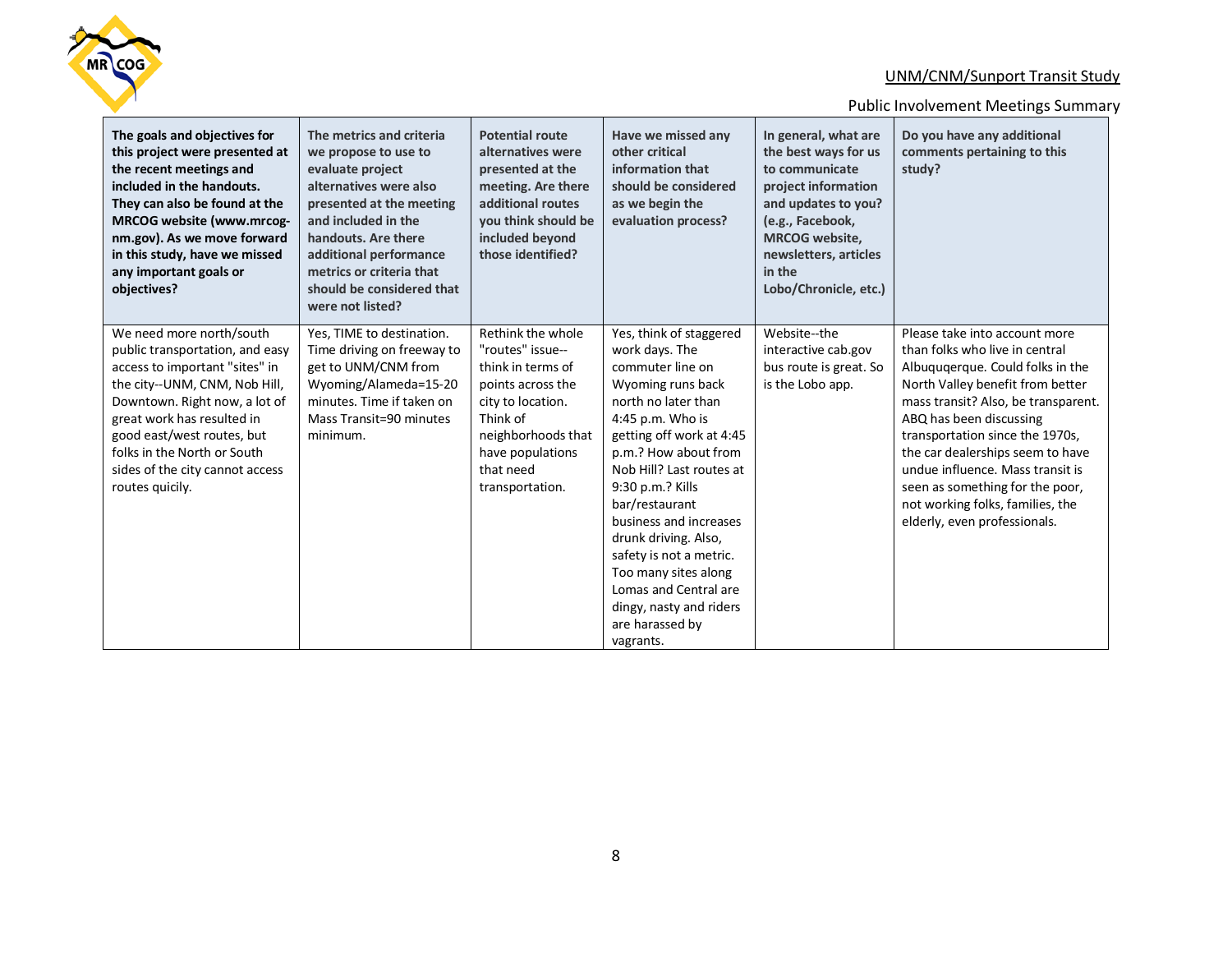| The goals and objectives for this project were presented at the recent meetings and included in the handouts. They can also be found at the MRCOG website (www.mrcog-nm.gov). As we move forward in this study, have we missed any important goals or objectives? | The metrics and criteria we propose to use to evaluate project alternatives were also presented at the meeting and included in the handouts. Are there additional performance metrics or criteria that should be considered that were not listed? | Potential route alternatives were presented at the meeting. Are there additional routes you think should be included beyond those identified? | Have we missed any other critical information that should be considered as we begin the evaluation process? | In general, what are the best ways for us to communicate project information and updates to you? (e.g., Facebook, MRCOG website, newsletters, articles in the Lobo/Chronicle, etc.) | Do you have any additional comments pertaining to this study? |
|---|---|---|---|---|---|
| We need more north/south public transportation, and easy access to important "sites" in the city--UNM, CNM, Nob Hill, Downtown. Right now, a lot of great work has resulted in good east/west routes, but folks in the North or South sides of the city cannot access routes quicily. | Yes, TIME to destination. Time driving on freeway to get to UNM/CNM from Wyoming/Alameda=15-20 minutes. Time if taken on Mass Transit=90 minutes minimum. | Rethink the whole "routes" issue--think in terms of points across the city to location. Think of neighborhoods that have populations that need transportation. | Yes, think of staggered work days. The commuter line on Wyoming runs back north no later than 4:45 p.m. Who is getting off work at 4:45 p.m.? How about from Nob Hill? Last routes at 9:30 p.m.? Kills bar/restaurant business and increases drunk driving. Also, safety is not a metric. Too many sites along Lomas and Central are dingy, nasty and riders are harassed by vagrants. | Website--the interactive cab.gov bus route is great. So is the Lobo app. | Please take into account more than folks who live in central Albuquerque. Could folks in the North Valley benefit from better mass transit? Also, be transparent. ABQ has been discussing transportation since the 1970s, the car dealerships seem to have undue influence. Mass transit is seen as something for the poor, not working folks, families, the elderly, even professionals. |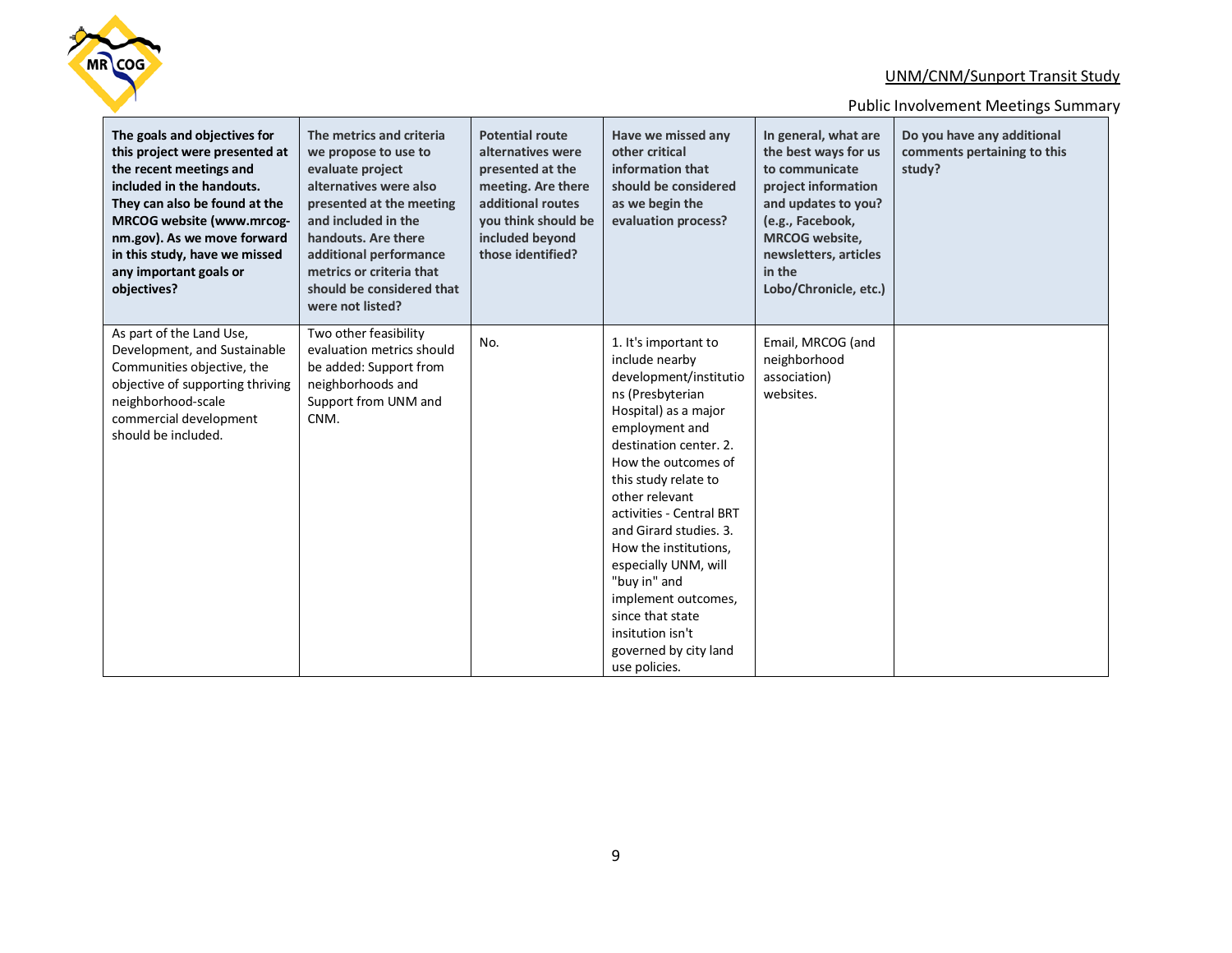| The goals and objectives for this project were presented at the recent meetings and included in the handouts. They can also be found at the MRCOG website (www.mrcog-nm.gov). As we move forward in this study, have we missed any important goals or objectives? | The metrics and criteria we propose to use to evaluate project alternatives were also presented at the meeting and included in the handouts. Are there additional performance metrics or criteria that should be considered that were not listed? | Potential route alternatives were presented at the meeting. Are there additional routes you think should be included beyond those identified? | Have we missed any other critical information that should be considered as we begin the evaluation process? | In general, what are the best ways for us to communicate project information and updates to you? (e.g., Facebook, MRCOG website, newsletters, articles in the Lobo/Chronicle, etc.) | Do you have any additional comments pertaining to this study? |
|---|---|---|---|---|---|
| As part of the Land Use, Development, and Sustainable Communities objective, the objective of supporting thriving neighborhood-scale commercial development should be included. | Two other feasibility evaluation metrics should be added: Support from neighborhoods and Support from UNM and CNM. | No. | 1. It's important to include nearby development/institutions (Presbyterian Hospital) as a major employment and destination center. 2. How the outcomes of this study relate to other relevant activities - Central BRT and Girard studies. 3. How the institutions, especially UNM, will "buy in" and implement outcomes, since that state insitution isn't governed by city land use policies. | Email, MRCOG (and neighborhood association) websites. | |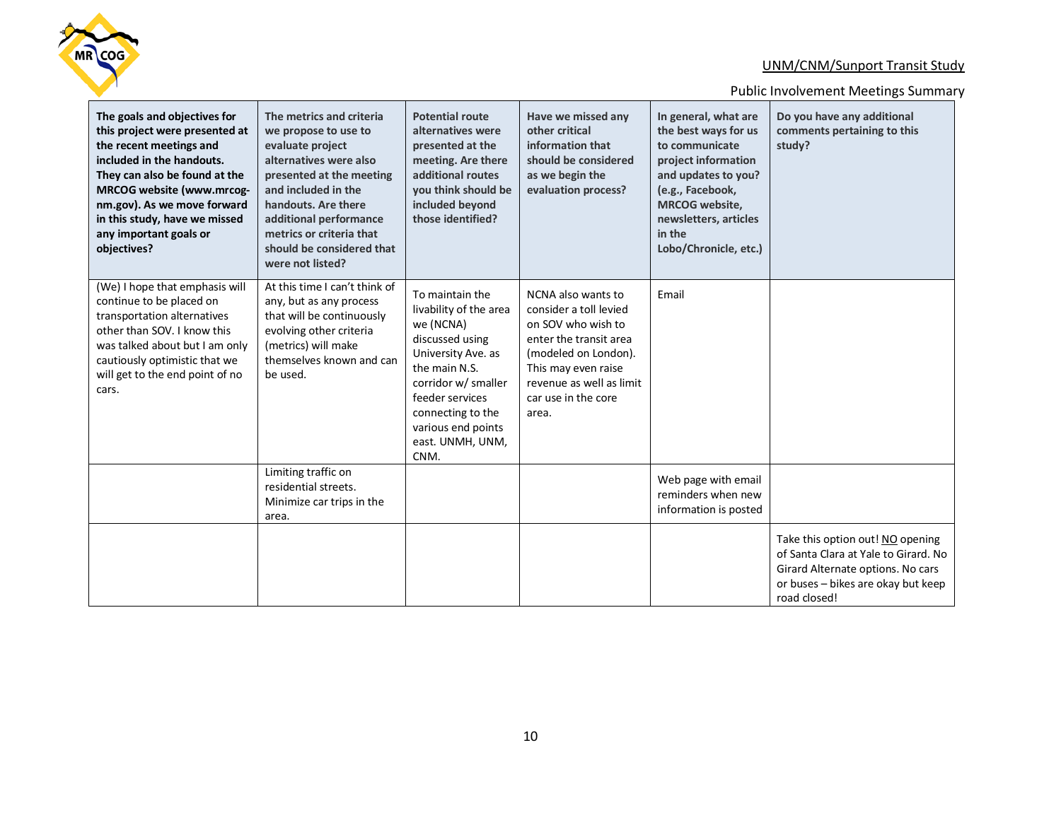| The goals and objectives for this project were presented at the recent meetings and included in the handouts. They can also be found at the MRCOG website (www.mrcog-nm.gov). As we move forward in this study, have we missed any important goals or objectives? | The metrics and criteria we propose to use to evaluate project alternatives were also presented at the meeting and included in the handouts. Are there additional performance metrics or criteria that should be considered that were not listed? | Potential route alternatives were presented at the meeting. Are there additional routes you think should be included beyond those identified? | Have we missed any other critical information that should be considered as we begin the evaluation process? | In general, what are the best ways for us to communicate project information and updates to you? (e.g., Facebook, MRCOG website, newsletters, articles in the Lobo/Chronicle, etc.) | Do you have any additional comments pertaining to this study? |
|---|---|---|---|---|---|
| (We) I hope that emphasis will continue to be placed on transportation alternatives other than SOV. I know this was talked about but I am only cautiously optimistic that we will get to the end point of no cars. | At this time I can't think of any, but as any process that will be continuously evolving other criteria (metrics) will make themselves known and can be used. | To maintain the livability of the area we (NCNA) discussed using University Ave. as the main N.S. corridor w/ smaller feeder services connecting to the various end points east. UNMH, UNM, CNM. | NCNA also wants to consider a toll levied on SOV who wish to enter the transit area (modeled on London). This may even raise revenue as well as limit car use in the core area. | Email | |
| | Limiting traffic on residential streets. Minimize car trips in the area. | | | Web page with email reminders when new information is posted | |
| | | | | | Take this option out! NO opening of Santa Clara at Yale to Girard. No Girard Alternate options. No cars or buses – bikes are okay but keep road closed! |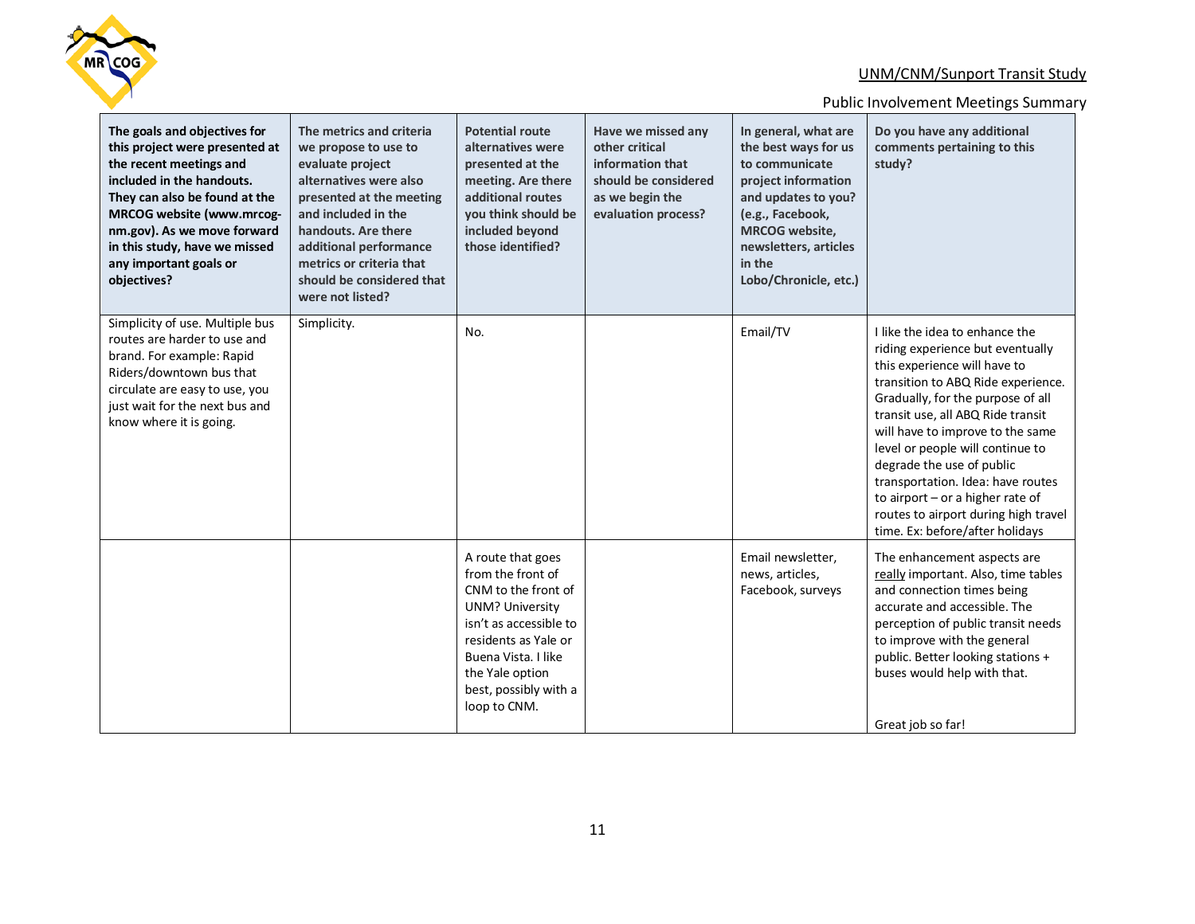| The goals and objectives for this project were presented at the recent meetings and included in the handouts. They can also be found at the MRCOG website (www.mrcog-nm.gov). As we move forward in this study, have we missed any important goals or objectives? | The metrics and criteria we propose to use to evaluate project alternatives were also presented at the meeting and included in the handouts. Are there additional performance metrics or criteria that should be considered that were not listed? | Potential route alternatives were presented at the meeting. Are there additional routes you think should be included beyond those identified? | Have we missed any other critical information that should be considered as we begin the evaluation process? | In general, what are the best ways for us to communicate project information and updates to you? (e.g., Facebook, MRCOG website, newsletters, articles in the Lobo/Chronicle, etc.) | Do you have any additional comments pertaining to this study? |
|---|---|---|---|---|---|
| Simplicity of use. Multiple bus routes are harder to use and brand. For example: Rapid Riders/downtown bus that circulate are easy to use, you just wait for the next bus and know where it is going. | Simplicity. | No. | | Email/TV | I like the idea to enhance the riding experience but eventually this experience will have to transition to ABQ Ride experience. Gradually, for the purpose of all transit use, all ABQ Ride transit will have to improve to the same level or people will continue to degrade the use of public transportation. Idea: have routes to airport – or a higher rate of routes to airport during high travel time. Ex: before/after holidays |
| | | A route that goes from the front of CNM to the front of UNM? University isn't as accessible to residents as Yale or Buena Vista. I like the Yale option best, possibly with a loop to CNM. | | Email newsletter, news, articles, Facebook, surveys | The enhancement aspects are really important. Also, time tables and connection times being accurate and accessible. The perception of public transit needs to improve with the general public. Better looking stations + buses would help with that. Great job so far! |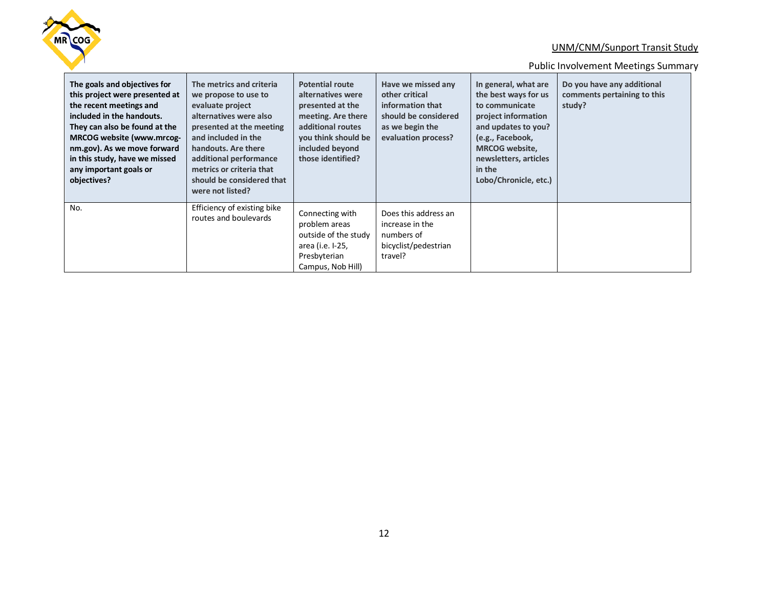| The goals and objectives for this project were presented at the recent meetings and included in the handouts. They can also be found at the MRCOG website (www.mrcog-nm.gov). As we move forward in this study, have we missed any important goals or objectives? | The metrics and criteria we propose to use to evaluate project alternatives were also presented at the meeting and included in the handouts. Are there additional performance metrics or criteria that should be considered that were not listed? | Potential route alternatives were presented at the meeting. Are there additional routes you think should be included beyond those identified? | Have we missed any other critical information that should be considered as we begin the evaluation process? | In general, what are the best ways for us to communicate project information and updates to you? (e.g., Facebook, MRCOG website, newsletters, articles in the Lobo/Chronicle, etc.) | Do you have any additional comments pertaining to this study? |
|---|---|---|---|---|---|
| No. | Efficiency of existing bike routes and boulevards | Connecting with problem areas outside of the study area (i.e. I-25, Presbyterian Campus, Nob Hill) | Does this address an increase in the numbers of bicyclist/pedestrian travel? | | |